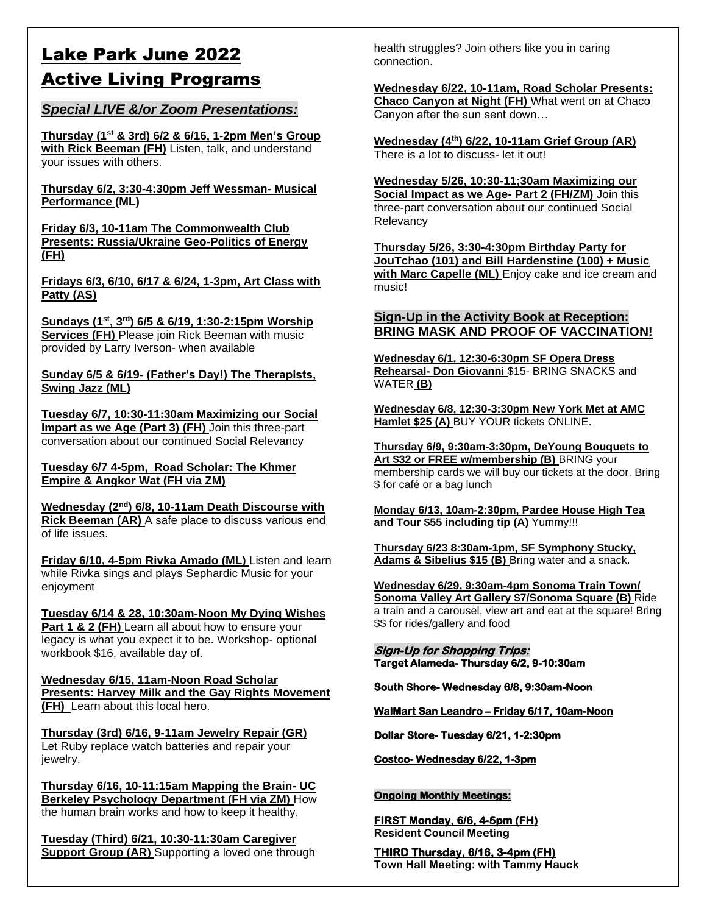# Lake Park June 2022 Active Living Programs

## *Special LIVE &/or Zoom Presentations:*

**Thursday (1st & 3rd) 6/2 & 6/16, 1-2pm Men's Group with Rick Beeman (FH)** Listen, talk, and understand your issues with others.

**Thursday 6/2, 3:30-4:30pm Jeff Wessman- Musical Performance (ML)**

**Friday 6/3, 10-11am The Commonwealth Club Presents: Russia/Ukraine Geo-Politics of Energy (FH)**

**Fridays 6/3, 6/10, 6/17 & 6/24, 1-3pm, Art Class with Patty (AS)**

**Sundays (1st, 3rd) 6/5 & 6/19, 1:30-2:15pm Worship Services (FH)** Please join Rick Beeman with music provided by Larry Iverson- when available

**Sunday 6/5 & 6/19- (Father's Day!) The Therapists, Swing Jazz (ML)**

**Tuesday 6/7, 10:30-11:30am Maximizing our Social Impart as we Age (Part 3) (FH)** Join this three-part conversation about our continued Social Relevancy

**Tuesday 6/7 4-5pm, Road Scholar: The Khmer Empire & Angkor Wat (FH via ZM)**

**Wednesday (2nd) 6/8, 10-11am Death Discourse with Rick Beeman (AR)** A safe place to discuss various end of life issues.

**Friday 6/10, 4-5pm Rivka Amado (ML)** Listen and learn while Rivka sings and plays Sephardic Music for your enjoyment

**Tuesday 6/14 & 28, 10:30am-Noon My Dying Wishes Part 1 & 2 (FH)** Learn all about how to ensure your legacy is what you expect it to be. Workshop- optional workbook $16, available day of.

**Wednesday 6/15, 11am-Noon Road Scholar Presents: Harvey Milk and the Gay Rights Movement (FH)** Learn about this local hero.

**Thursday (3rd) 6/16, 9-11am Jewelry Repair (GR)** Let Ruby replace watch batteries and repair your jewelry.

**Thursday 6/16, 10-11:15am Mapping the Brain- UC Berkeley Psychology Department (FH via ZM)** How the human brain works and how to keep it healthy.

**Tuesday (Third) 6/21, 10:30-11:30am Caregiver Support Group (AR)** Supporting a loved one through health struggles? Join others like you in caring connection.

**Wednesday 6/22, 10-11am, Road Scholar Presents: Chaco Canyon at Night (FH)** What went on at Chaco Canyon after the sun sent down…

**Wednesday (4th) 6/22, 10-11am Grief Group (AR)** There is a lot to discuss- let it out!

**Wednesday 5/26, 10:30-11;30am Maximizing our Social Impact as we Age- Part 2 (FH/ZM)** Join this three-part conversation about our continued Social Relevancy

**Thursday 5/26, 3:30-4:30pm Birthday Party for JouTchao (101) and Bill Hardenstine (100) + Music with Marc Capelle (ML)** Enjoy cake and ice cream and music!

## Sign-Up in the Activity Book at Reception: BRING MASK AND PROOF OF VACCINATION!

**Wednesday 6/1, 12:30-6:30pm SF Opera Dress Rehearsal- Don Giovanni** $15- BRING SNACKS and WATER **(B)**

**Wednesday 6/8, 12:30-3:30pm New York Met at AMC Hamlet $25 (A)** BUY YOUR tickets ONLINE.

**Thursday 6/9, 9:30am-3:30pm, DeYoung Bouquets to Art $32 or FREE w/membership (B)** BRING your membership cards we will buy our tickets at the door. Bring $ for café or a bag lunch

**Monday 6/13, 10am-2:30pm, Pardee House High Tea and Tour $55 including tip (A)** Yummy!!!

**Thursday 6/23 8:30am-1pm, SF Symphony Stucky, Adams & Sibelius $15 (B)** Bring water and a snack.

**Wednesday 6/29, 9:30am-4pm Sonoma Train Town/ Sonoma Valley Art Gallery $7/Sonoma Square (B)** Ride a train and a carousel, view art and eat at the square! Bring $$ for rides/gallery and food

## *Sign-Up for Shopping Trips:*

**Target Alameda- Thursday 6/2, 9-10:30am**

**South Shore- Wednesday 6/8, 9:30am-Noon**

**WalMart San Leandro – Friday 6/17, 10am-Noon**

**Dollar Store- Tuesday 6/21, 1-2:30pm**

**Costco- Wednesday 6/22, 1-3pm**

## Ongoing Monthly Meetings:

**FIRST Monday, 6/6, 4-5pm (FH)**
**Resident Council Meeting**

**THIRD Thursday, 6/16, 3-4pm (FH)**
**Town Hall Meeting: with Tammy Hauck**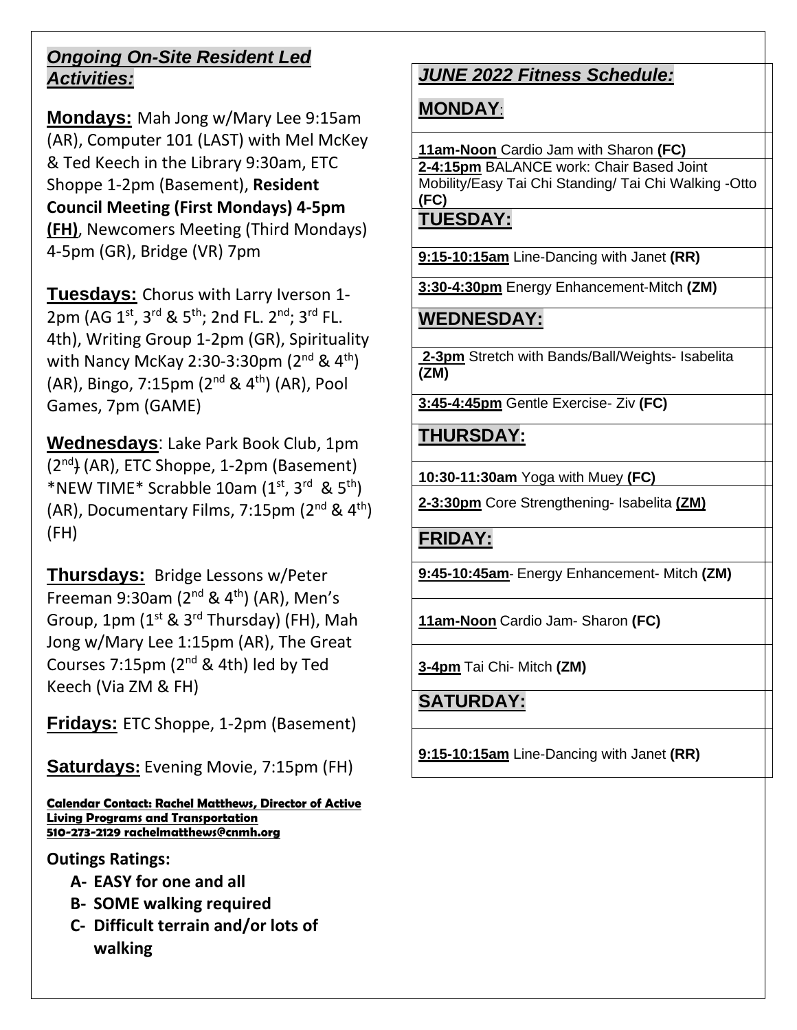## *Ongoing On-Site Resident Led Activities:*

**Mondays:** Mah Jong w/Mary Lee 9:15am (AR), Computer 101 (LAST) with Mel McKey & Ted Keech in the Library 9:30am, ETC Shoppe 1-2pm (Basement), **Resident Council Meeting (First Mondays) 4-5pm (FH)**, Newcomers Meeting (Third Mondays) 4-5pm (GR), Bridge (VR) 7pm

**Tuesdays:** Chorus with Larry Iverson 1-2pm (AG 1st, 3rd & 5th; 2nd FL. 2nd; 3rd FL. 4th), Writing Group 1-2pm (GR), Spirituality with Nancy McKay 2:30-3:30pm (2nd & 4th) (AR), Bingo, 7:15pm (2nd & 4th) (AR), Pool Games, 7pm (GAME)

**Wednesdays**: Lake Park Book Club, 1pm (2nd) (AR), ETC Shoppe, 1-2pm (Basement) *NEW TIME* Scrabble 10am (1st, 3rd & 5th) (AR), Documentary Films, 7:15pm (2nd & 4th) (FH)

**Thursdays:** Bridge Lessons w/Peter Freeman 9:30am (2nd & 4th) (AR), Men's Group, 1pm (1st & 3rd Thursday) (FH), Mah Jong w/Mary Lee 1:15pm (AR), The Great Courses 7:15pm (2nd & 4th) led by Ted Keech (Via ZM & FH)

**Fridays:** ETC Shoppe, 1-2pm (Basement)

**Saturdays:** Evening Movie, 7:15pm (FH)

**Calendar Contact: Rachel Matthews, Director of Active Living Programs and Transportation 510-273-2129 rachelmatthews@cnmh.org**

**Outings Ratings:**

- **A- EASY for one and all**
- **B- SOME walking required**
- **C- Difficult terrain and/or lots of walking**

## *JUNE 2022 Fitness Schedule:*

### MONDAY:

**11am-Noon** Cardio Jam with Sharon **(FC)**

**2-4:15pm** BALANCE work: Chair Based Joint Mobility/Easy Tai Chi Standing/ Tai Chi Walking -Otto **(FC)**

### TUESDAY:

**9:15-10:15am** Line-Dancing with Janet **(RR)**

**3:30-4:30pm** Energy Enhancement-Mitch **(ZM)**

### WEDNESDAY:

**2-3pm** Stretch with Bands/Ball/Weights- Isabelita **(ZM)**

**3:45-4:45pm** Gentle Exercise- Ziv **(FC)**

### THURSDAY:

**10:30-11:30am** Yoga with Muey **(FC)**

**2-3:30pm** Core Strengthening- Isabelita **(ZM)**

### FRIDAY:

**9:45-10:45am**- Energy Enhancement- Mitch **(ZM)**

**11am-Noon** Cardio Jam- Sharon **(FC)**

**3-4pm** Tai Chi- Mitch **(ZM)**

### SATURDAY:

**9:15-10:15am** Line-Dancing with Janet **(RR)**